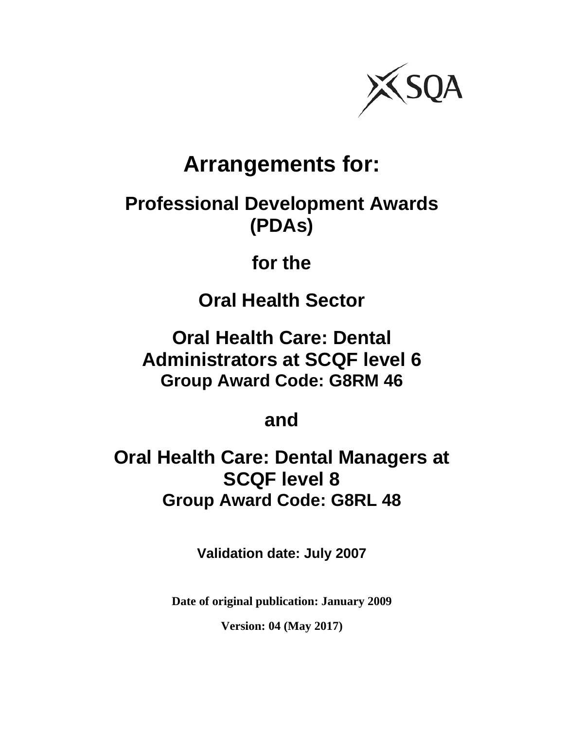SQA

# Arrangements for:

## Professional Development Awards (PDAs)

## for the

## Oral Health Sector

## Oral Health Care: Dental Administrators at SCQF level 6

**Group Award Code: G8RM 46**

## and

## Oral Health Care: Dental Managers at SCQF level 8

**Group Award Code: G8RL 48**

**Validation date: July 2007**

**Date of original publication: January 2009**

**Version: 04 (May 2017)**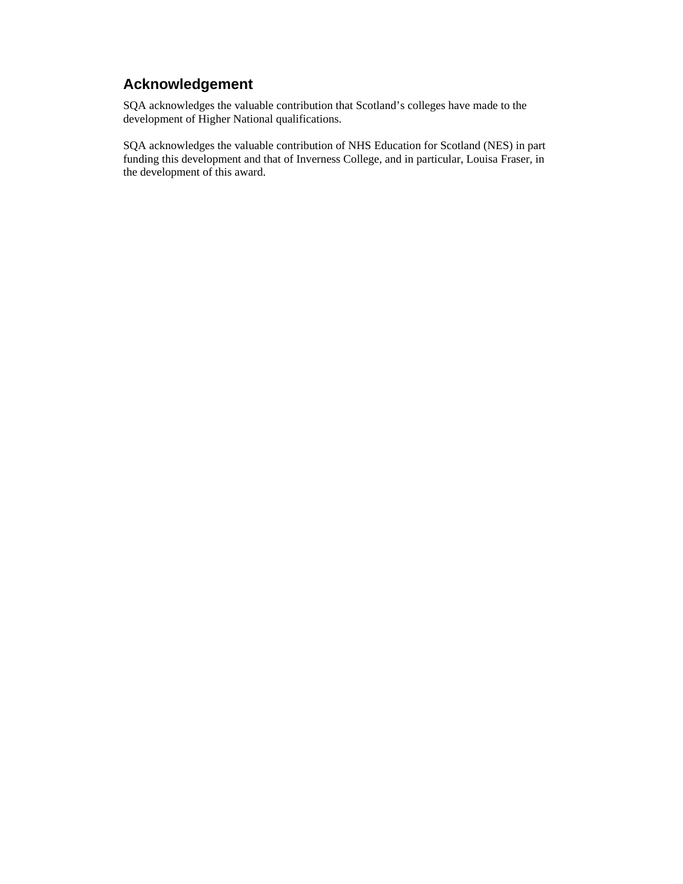## Acknowledgement

SQA acknowledges the valuable contribution that Scotland's colleges have made to the development of Higher National qualifications.

SQA acknowledges the valuable contribution of NHS Education for Scotland (NES) in part funding this development and that of Inverness College, and in particular, Louisa Fraser, in the development of this award.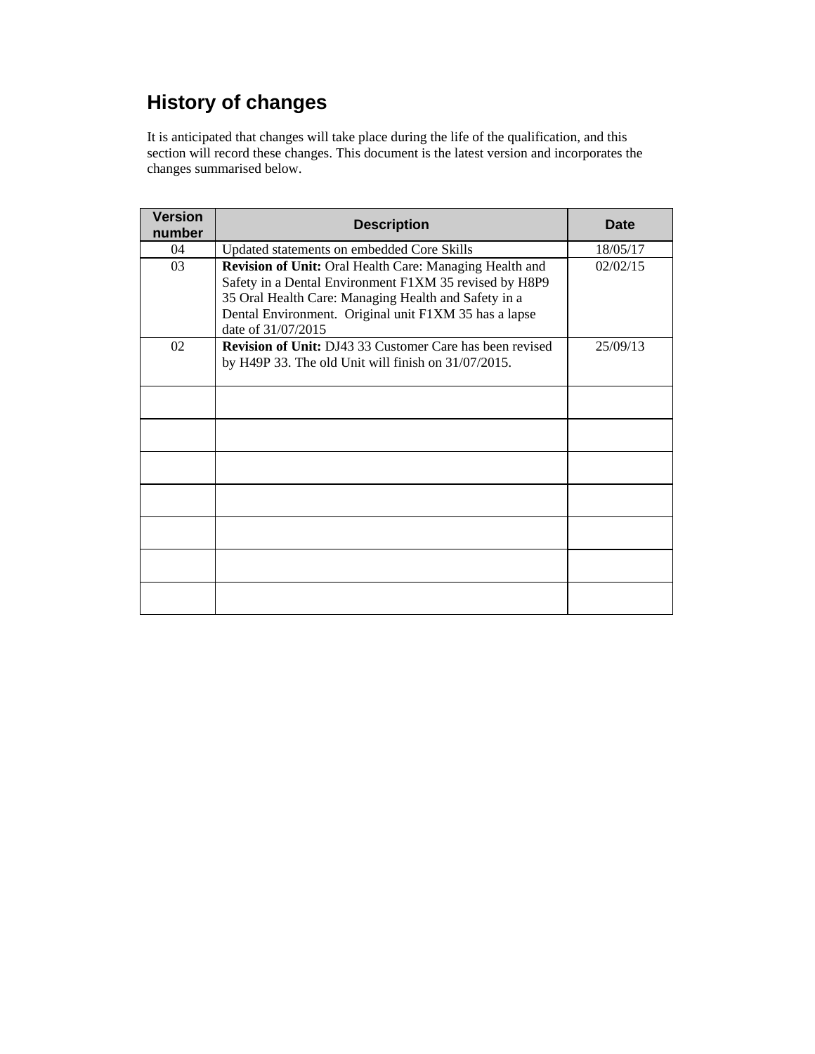## History of changes

It is anticipated that changes will take place during the life of the qualification, and this section will record these changes. This document is the latest version and incorporates the changes summarised below.

| Version number | Description | Date |
|---|---|---|
| 04 | Updated statements on embedded Core Skills | 18/05/17 |
| 03 | **Revision of Unit:** Oral Health Care: Managing Health and Safety in a Dental Environment F1XM 35 revised by H8P9 35 Oral Health Care: Managing Health and Safety in a Dental Environment. Original unit F1XM 35 has a lapse date of 31/07/2015 | 02/02/15 |
| 02 | **Revision of Unit:** DJ43 33 Customer Care has been revised by H49P 33. The old Unit will finish on 31/07/2015. | 25/09/13 |
| | | |
| | | |
| | | |
| | | |
| | | |
| | | |
| | | |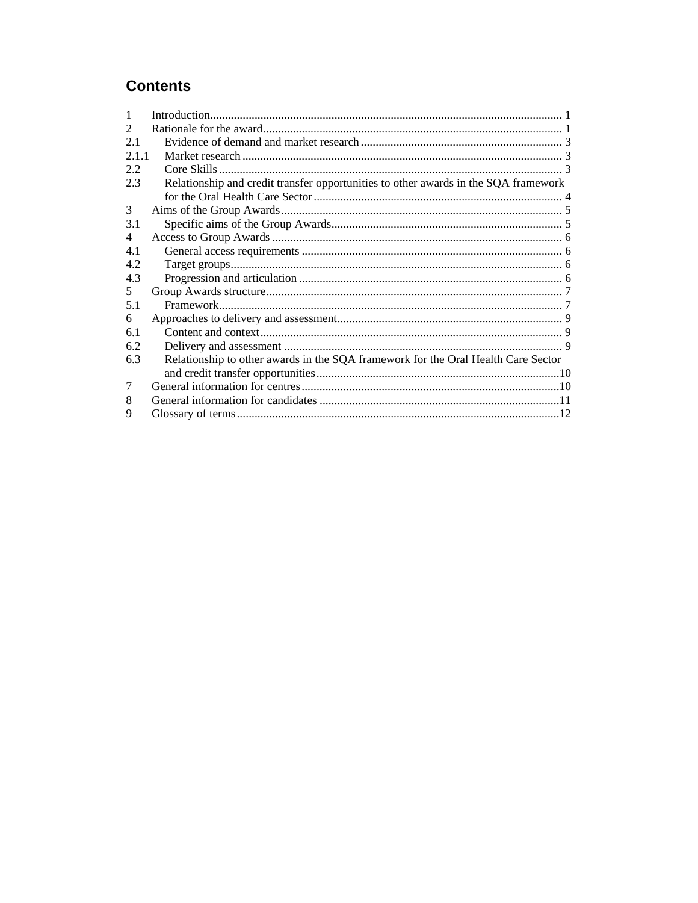## Contents

| | | |
|---|---|---|
| 1 | Introduction | 1 |
| 2 | Rationale for the award | 1 |
| 2.1 | Evidence of demand and market research | 3 |
| 2.1.1 | Market research | 3 |
| 2.2 | Core Skills | 3 |
| 2.3 | Relationship and credit transfer opportunities to other awards in the SQA framework for the Oral Health Care Sector | 4 |
| 3 | Aims of the Group Awards | 5 |
| 3.1 | Specific aims of the Group Awards | 5 |
| 4 | Access to Group Awards | 6 |
| 4.1 | General access requirements | 6 |
| 4.2 | Target groups | 6 |
| 4.3 | Progression and articulation | 6 |
| 5 | Group Awards structure | 7 |
| 5.1 | Framework | 7 |
| 6 | Approaches to delivery and assessment | 9 |
| 6.1 | Content and context | 9 |
| 6.2 | Delivery and assessment | 9 |
| 6.3 | Relationship to other awards in the SQA framework for the Oral Health Care Sector and credit transfer opportunities | 10 |
| 7 | General information for centres | 10 |
| 8 | General information for candidates | 11 |
| 9 | Glossary of terms | 12 |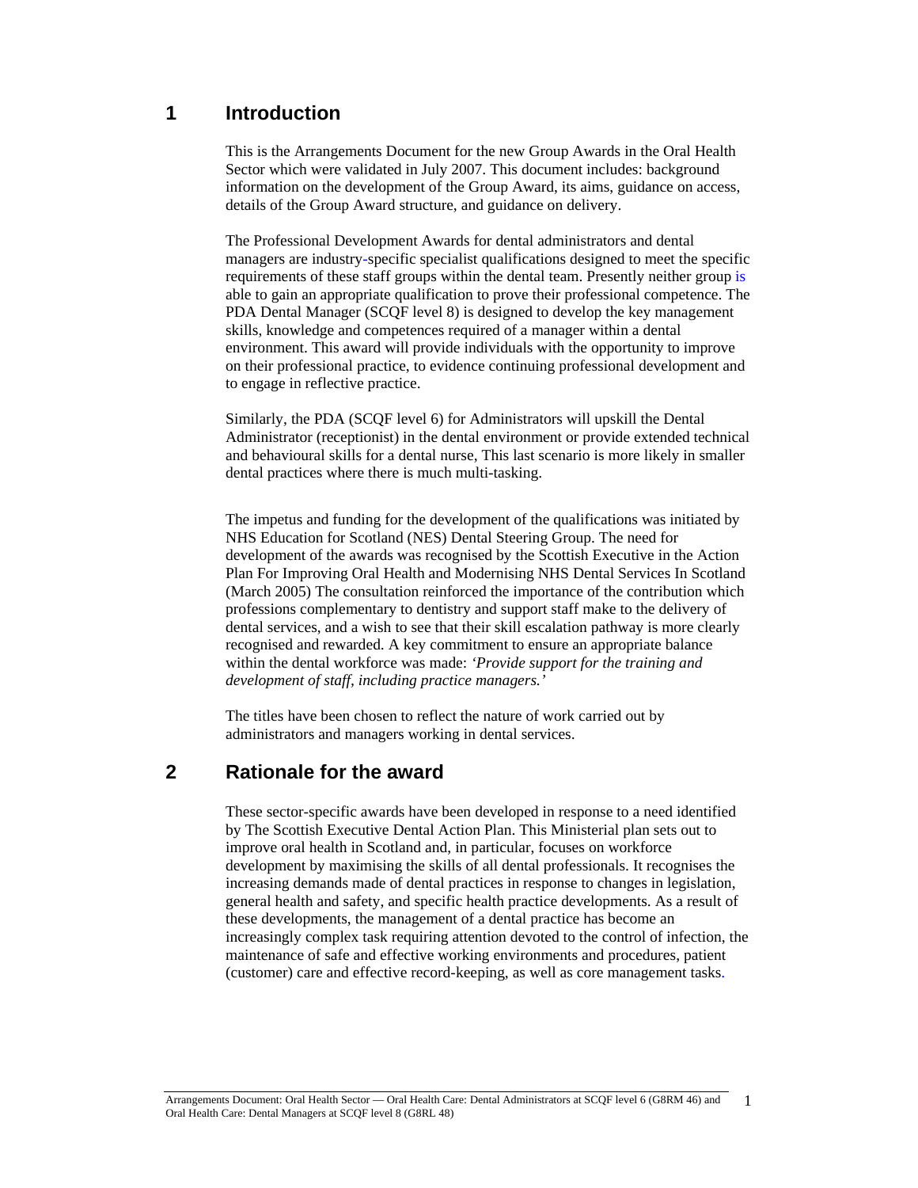# 1 Introduction

This is the Arrangements Document for the new Group Awards in the Oral Health Sector which were validated in July 2007. This document includes: background information on the development of the Group Award, its aims, guidance on access, details of the Group Award structure, and guidance on delivery.

The Professional Development Awards for dental administrators and dental managers are industry-specific specialist qualifications designed to meet the specific requirements of these staff groups within the dental team. Presently neither group is able to gain an appropriate qualification to prove their professional competence. The PDA Dental Manager (SCQF level 8) is designed to develop the key management skills, knowledge and competences required of a manager within a dental environment. This award will provide individuals with the opportunity to improve on their professional practice, to evidence continuing professional development and to engage in reflective practice.

Similarly, the PDA (SCQF level 6) for Administrators will upskill the Dental Administrator (receptionist) in the dental environment or provide extended technical and behavioural skills for a dental nurse, This last scenario is more likely in smaller dental practices where there is much multi-tasking.

The impetus and funding for the development of the qualifications was initiated by NHS Education for Scotland (NES) Dental Steering Group. The need for development of the awards was recognised by the Scottish Executive in the Action Plan For Improving Oral Health and Modernising NHS Dental Services In Scotland (March 2005) The consultation reinforced the importance of the contribution which professions complementary to dentistry and support staff make to the delivery of dental services, and a wish to see that their skill escalation pathway is more clearly recognised and rewarded. A key commitment to ensure an appropriate balance within the dental workforce was made: *'Provide support for the training and development of staff, including practice managers.'*

The titles have been chosen to reflect the nature of work carried out by administrators and managers working in dental services.

# 2 Rationale for the award

These sector-specific awards have been developed in response to a need identified by The Scottish Executive Dental Action Plan. This Ministerial plan sets out to improve oral health in Scotland and, in particular, focuses on workforce development by maximising the skills of all dental professionals. It recognises the increasing demands made of dental practices in response to changes in legislation, general health and safety, and specific health practice developments. As a result of these developments, the management of a dental practice has become an increasingly complex task requiring attention devoted to the control of infection, the maintenance of safe and effective working environments and procedures, patient (customer) care and effective record-keeping, as well as core management tasks.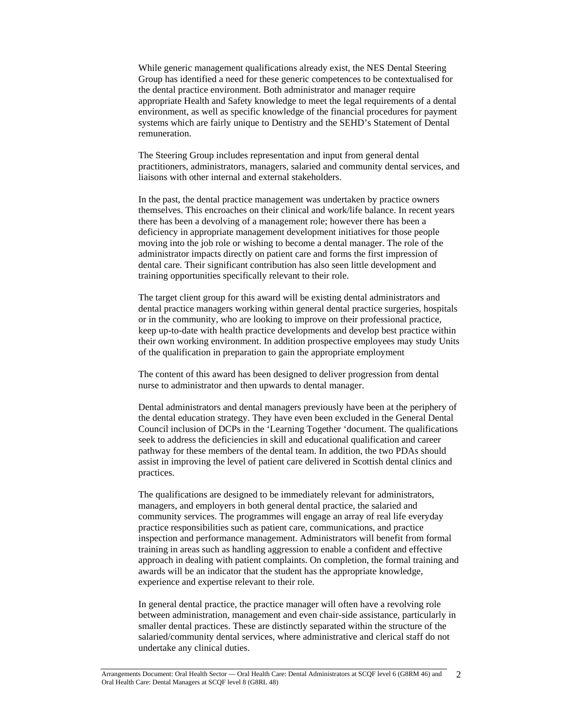While generic management qualifications already exist, the NES Dental Steering Group has identified a need for these generic competences to be contextualised for the dental practice environment. Both administrator and manager require appropriate Health and Safety knowledge to meet the legal requirements of a dental environment, as well as specific knowledge of the financial procedures for payment systems which are fairly unique to Dentistry and the SEHD's Statement of Dental remuneration.

The Steering Group includes representation and input from general dental practitioners, administrators, managers, salaried and community dental services, and liaisons with other internal and external stakeholders.

In the past, the dental practice management was undertaken by practice owners themselves. This encroaches on their clinical and work/life balance. In recent years there has been a devolving of a management role; however there has been a deficiency in appropriate management development initiatives for those people moving into the job role or wishing to become a dental manager. The role of the administrator impacts directly on patient care and forms the first impression of dental care. Their significant contribution has also seen little development and training opportunities specifically relevant to their role.

The target client group for this award will be existing dental administrators and dental practice managers working within general dental practice surgeries, hospitals or in the community, who are looking to improve on their professional practice, keep up-to-date with health practice developments and develop best practice within their own working environment. In addition prospective employees may study Units of the qualification in preparation to gain the appropriate employment

The content of this award has been designed to deliver progression from dental nurse to administrator and then upwards to dental manager.

Dental administrators and dental managers previously have been at the periphery of the dental education strategy. They have even been excluded in the General Dental Council inclusion of DCPs in the 'Learning Together 'document. The qualifications seek to address the deficiencies in skill and educational qualification and career pathway for these members of the dental team. In addition, the two PDAs should assist in improving the level of patient care delivered in Scottish dental clinics and practices.

The qualifications are designed to be immediately relevant for administrators, managers, and employers in both general dental practice, the salaried and community services. The programmes will engage an array of real life everyday practice responsibilities such as patient care, communications, and practice inspection and performance management. Administrators will benefit from formal training in areas such as handling aggression to enable a confident and effective approach in dealing with patient complaints. On completion, the formal training and awards will be an indicator that the student has the appropriate knowledge, experience and expertise relevant to their role.

In general dental practice, the practice manager will often have a revolving role between administration, management and even chair-side assistance, particularly in smaller dental practices. These are distinctly separated within the structure of the salaried/community dental services, where administrative and clerical staff do not undertake any clinical duties.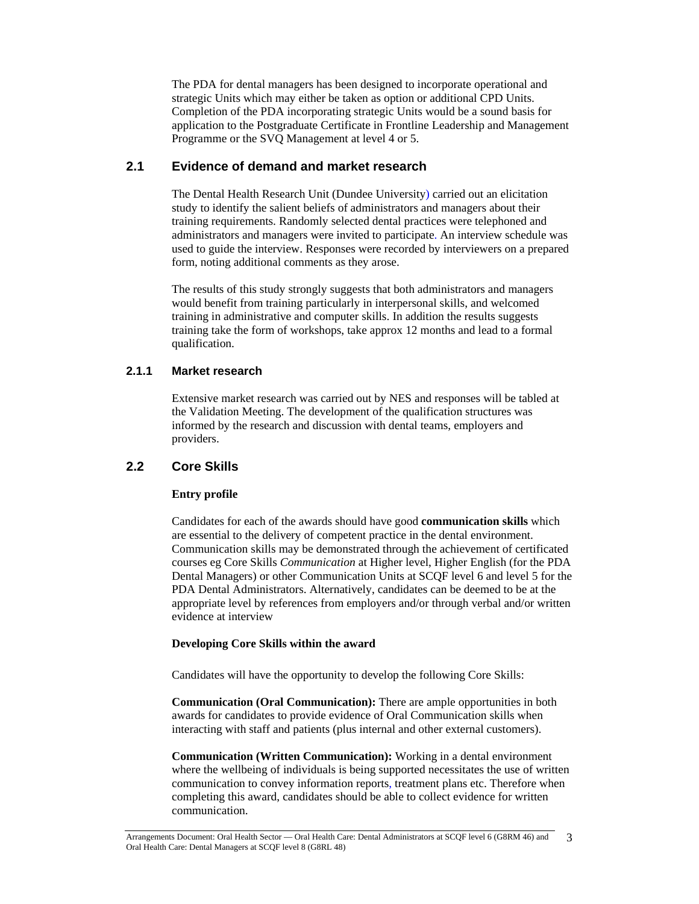The PDA for dental managers has been designed to incorporate operational and strategic Units which may either be taken as option or additional CPD Units. Completion of the PDA incorporating strategic Units would be a sound basis for application to the Postgraduate Certificate in Frontline Leadership and Management Programme or the SVQ Management at level 4 or 5.

## 2.1 Evidence of demand and market research

The Dental Health Research Unit (Dundee University) carried out an elicitation study to identify the salient beliefs of administrators and managers about their training requirements. Randomly selected dental practices were telephoned and administrators and managers were invited to participate. An interview schedule was used to guide the interview. Responses were recorded by interviewers on a prepared form, noting additional comments as they arose.

The results of this study strongly suggests that both administrators and managers would benefit from training particularly in interpersonal skills, and welcomed training in administrative and computer skills. In addition the results suggests training take the form of workshops, take approx 12 months and lead to a formal qualification.

### 2.1.1 Market research

Extensive market research was carried out by NES and responses will be tabled at the Validation Meeting. The development of the qualification structures was informed by the research and discussion with dental teams, employers and providers.

## 2.2 Core Skills

**Entry profile**

Candidates for each of the awards should have good **communication skills** which are essential to the delivery of competent practice in the dental environment. Communication skills may be demonstrated through the achievement of certificated courses eg Core Skills *Communication* at Higher level, Higher English (for the PDA Dental Managers) or other Communication Units at SCQF level 6 and level 5 for the PDA Dental Administrators. Alternatively, candidates can be deemed to be at the appropriate level by references from employers and/or through verbal and/or written evidence at interview

**Developing Core Skills within the award**

Candidates will have the opportunity to develop the following Core Skills:

**Communication (Oral Communication):** There are ample opportunities in both awards for candidates to provide evidence of Oral Communication skills when interacting with staff and patients (plus internal and other external customers).

**Communication (Written Communication):** Working in a dental environment where the wellbeing of individuals is being supported necessitates the use of written communication to convey information reports, treatment plans etc. Therefore when completing this award, candidates should be able to collect evidence for written communication.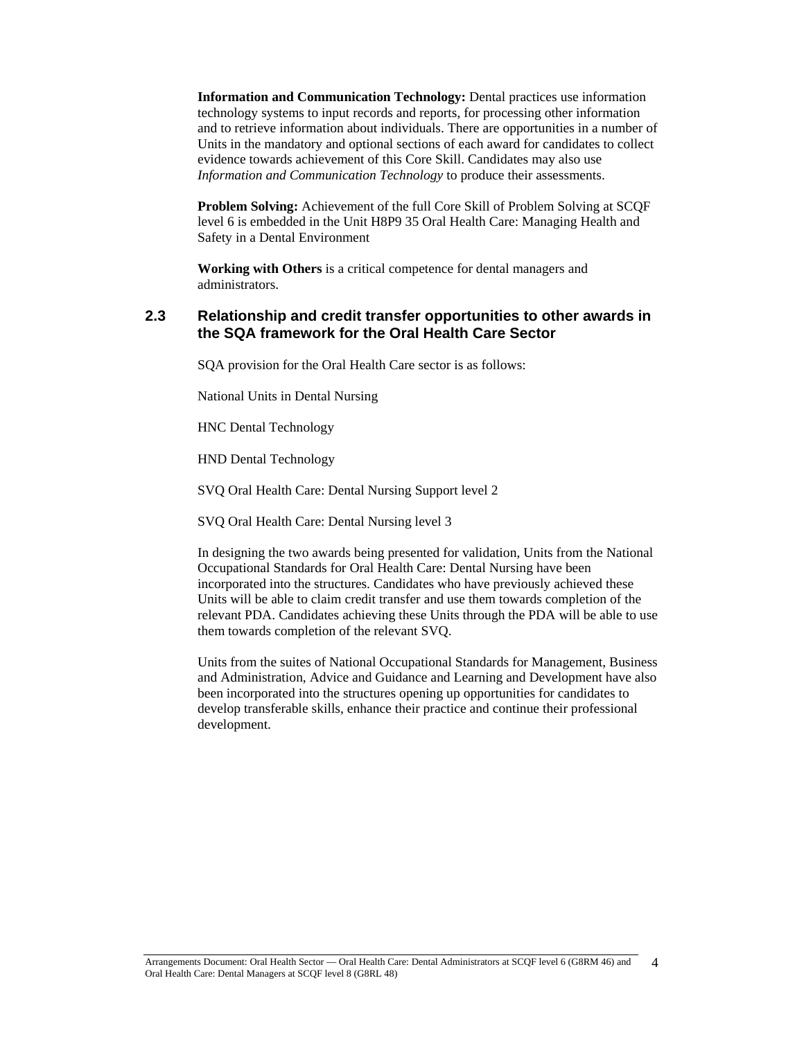**Information and Communication Technology:** Dental practices use information technology systems to input records and reports, for processing other information and to retrieve information about individuals. There are opportunities in a number of Units in the mandatory and optional sections of each award for candidates to collect evidence towards achievement of this Core Skill. Candidates may also use *Information and Communication Technology* to produce their assessments.

**Problem Solving:** Achievement of the full Core Skill of Problem Solving at SCQF level 6 is embedded in the Unit H8P9 35 Oral Health Care: Managing Health and Safety in a Dental Environment

**Working with Others** is a critical competence for dental managers and administrators.

## 2.3 Relationship and credit transfer opportunities to other awards in the SQA framework for the Oral Health Care Sector

SQA provision for the Oral Health Care sector is as follows:

National Units in Dental Nursing

HNC Dental Technology

HND Dental Technology

SVQ Oral Health Care: Dental Nursing Support level 2

SVQ Oral Health Care: Dental Nursing level 3

In designing the two awards being presented for validation, Units from the National Occupational Standards for Oral Health Care: Dental Nursing have been incorporated into the structures. Candidates who have previously achieved these Units will be able to claim credit transfer and use them towards completion of the relevant PDA. Candidates achieving these Units through the PDA will be able to use them towards completion of the relevant SVQ.

Units from the suites of National Occupational Standards for Management, Business and Administration, Advice and Guidance and Learning and Development have also been incorporated into the structures opening up opportunities for candidates to develop transferable skills, enhance their practice and continue their professional development.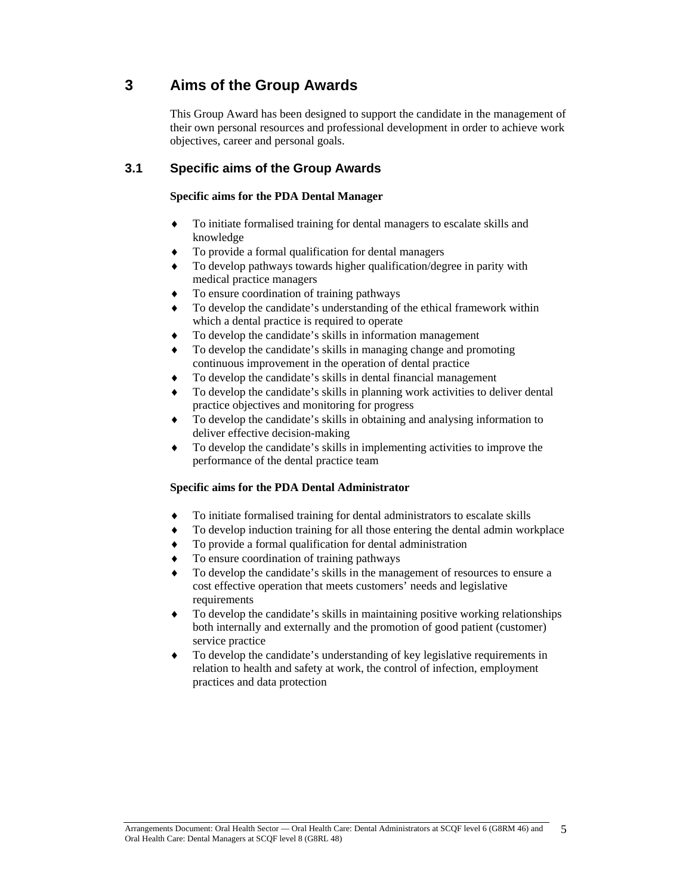# 3 Aims of the Group Awards

This Group Award has been designed to support the candidate in the management of their own personal resources and professional development in order to achieve work objectives, career and personal goals.

## 3.1 Specific aims of the Group Awards

**Specific aims for the PDA Dental Manager**

- To initiate formalised training for dental managers to escalate skills and knowledge
- To provide a formal qualification for dental managers
- To develop pathways towards higher qualification/degree in parity with medical practice managers
- To ensure coordination of training pathways
- To develop the candidate's understanding of the ethical framework within which a dental practice is required to operate
- To develop the candidate's skills in information management
- To develop the candidate's skills in managing change and promoting continuous improvement in the operation of dental practice
- To develop the candidate's skills in dental financial management
- To develop the candidate's skills in planning work activities to deliver dental practice objectives and monitoring for progress
- To develop the candidate's skills in obtaining and analysing information to deliver effective decision-making
- To develop the candidate's skills in implementing activities to improve the performance of the dental practice team

**Specific aims for the PDA Dental Administrator**

- To initiate formalised training for dental administrators to escalate skills
- To develop induction training for all those entering the dental admin workplace
- To provide a formal qualification for dental administration
- To ensure coordination of training pathways
- To develop the candidate's skills in the management of resources to ensure a cost effective operation that meets customers' needs and legislative requirements
- To develop the candidate's skills in maintaining positive working relationships both internally and externally and the promotion of good patient (customer) service practice
- To develop the candidate's understanding of key legislative requirements in relation to health and safety at work, the control of infection, employment practices and data protection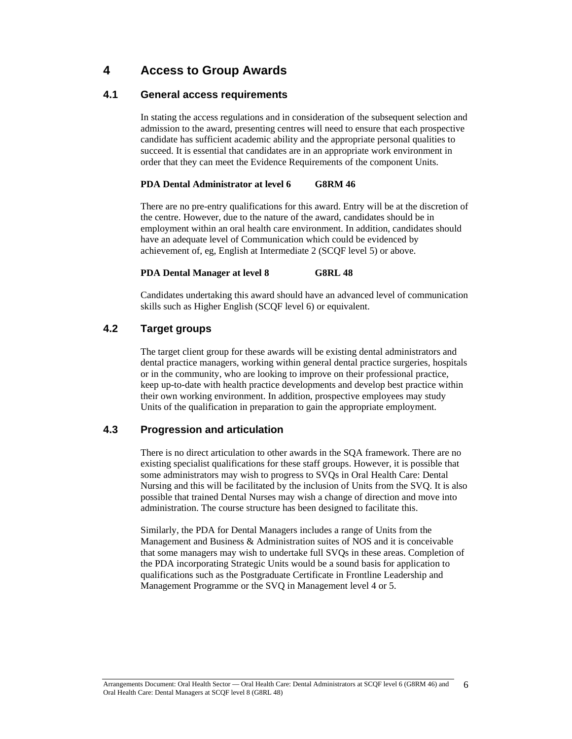# 4 Access to Group Awards

## 4.1 General access requirements

In stating the access regulations and in consideration of the subsequent selection and admission to the award, presenting centres will need to ensure that each prospective candidate has sufficient academic ability and the appropriate personal qualities to succeed. It is essential that candidates are in an appropriate work environment in order that they can meet the Evidence Requirements of the component Units.

**PDA Dental Administrator at level 6 G8RM 46**

There are no pre-entry qualifications for this award. Entry will be at the discretion of the centre. However, due to the nature of the award, candidates should be in employment within an oral health care environment. In addition, candidates should have an adequate level of Communication which could be evidenced by achievement of, eg, English at Intermediate 2 (SCQF level 5) or above.

**PDA Dental Manager at level 8 G8RL 48**

Candidates undertaking this award should have an advanced level of communication skills such as Higher English (SCQF level 6) or equivalent.

## 4.2 Target groups

The target client group for these awards will be existing dental administrators and dental practice managers, working within general dental practice surgeries, hospitals or in the community, who are looking to improve on their professional practice, keep up-to-date with health practice developments and develop best practice within their own working environment. In addition, prospective employees may study Units of the qualification in preparation to gain the appropriate employment.

## 4.3 Progression and articulation

There is no direct articulation to other awards in the SQA framework. There are no existing specialist qualifications for these staff groups. However, it is possible that some administrators may wish to progress to SVQs in Oral Health Care: Dental Nursing and this will be facilitated by the inclusion of Units from the SVQ. It is also possible that trained Dental Nurses may wish a change of direction and move into administration. The course structure has been designed to facilitate this.

Similarly, the PDA for Dental Managers includes a range of Units from the Management and Business & Administration suites of NOS and it is conceivable that some managers may wish to undertake full SVQs in these areas. Completion of the PDA incorporating Strategic Units would be a sound basis for application to qualifications such as the Postgraduate Certificate in Frontline Leadership and Management Programme or the SVQ in Management level 4 or 5.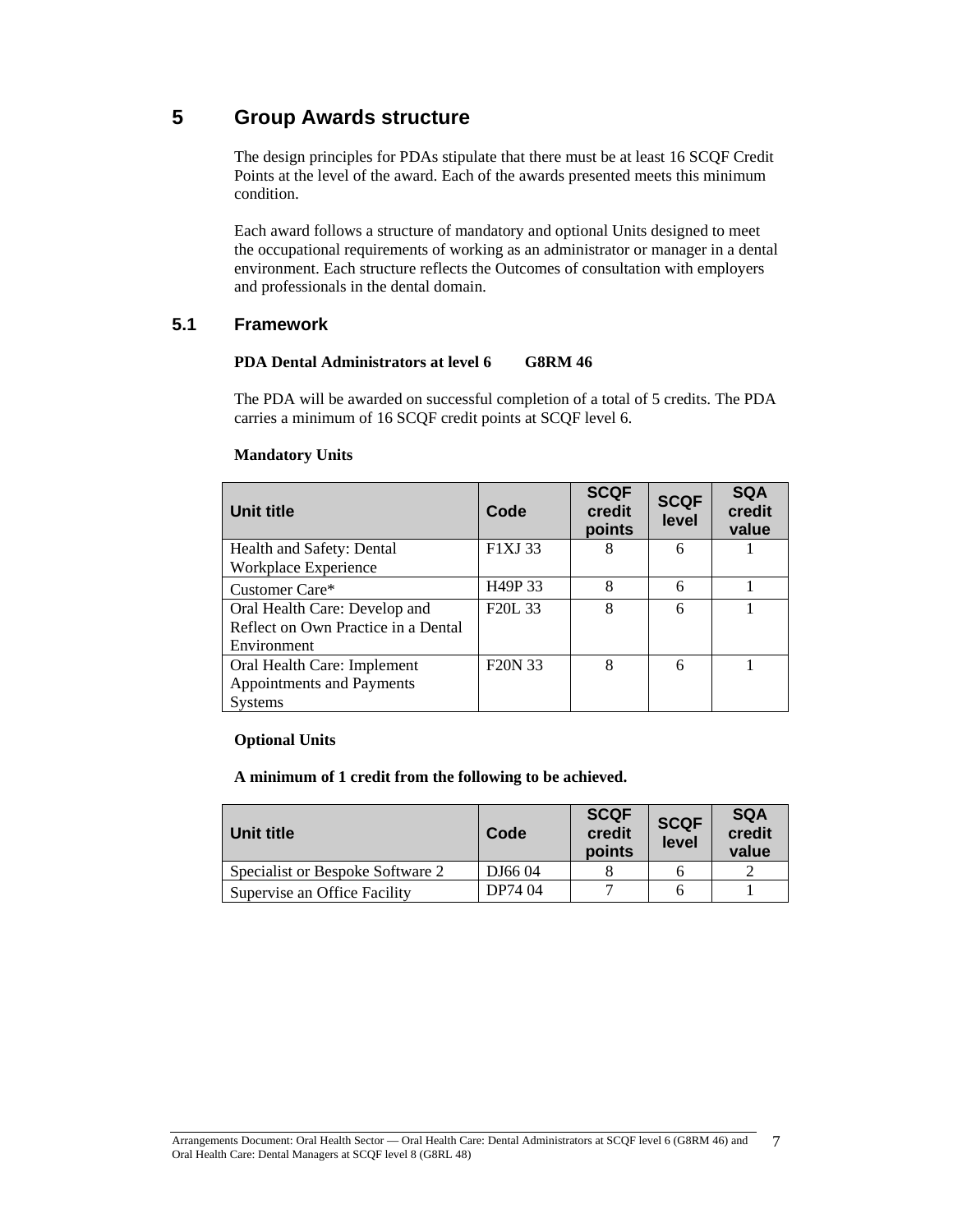# 5 Group Awards structure

The design principles for PDAs stipulate that there must be at least 16 SCQF Credit Points at the level of the award. Each of the awards presented meets this minimum condition.

Each award follows a structure of mandatory and optional Units designed to meet the occupational requirements of working as an administrator or manager in a dental environment. Each structure reflects the Outcomes of consultation with employers and professionals in the dental domain.

## 5.1 Framework

**PDA Dental Administrators at level 6 G8RM 46**

The PDA will be awarded on successful completion of a total of 5 credits. The PDA carries a minimum of 16 SCQF credit points at SCQF level 6.

**Mandatory Units**

| Unit title | Code | SCQF credit points | SCQF level | SQA credit value |
|---|---|---|---|---|
| Health and Safety: Dental Workplace Experience | F1XJ 33 | 8 | 6 | 1 |
| Customer Care* | H49P 33 | 8 | 6 | 1 |
| Oral Health Care: Develop and Reflect on Own Practice in a Dental Environment | F20L 33 | 8 | 6 | 1 |
| Oral Health Care: Implement Appointments and Payments Systems | F20N 33 | 8 | 6 | 1 |

**Optional Units**

**A minimum of 1 credit from the following to be achieved.**

| Unit title | Code | SCQF credit points | SCQF level | SQA credit value |
|---|---|---|---|---|
| Specialist or Bespoke Software 2 | DJ66 04 | 8 | 6 | 2 |
| Supervise an Office Facility | DP74 04 | 7 | 6 | 1 |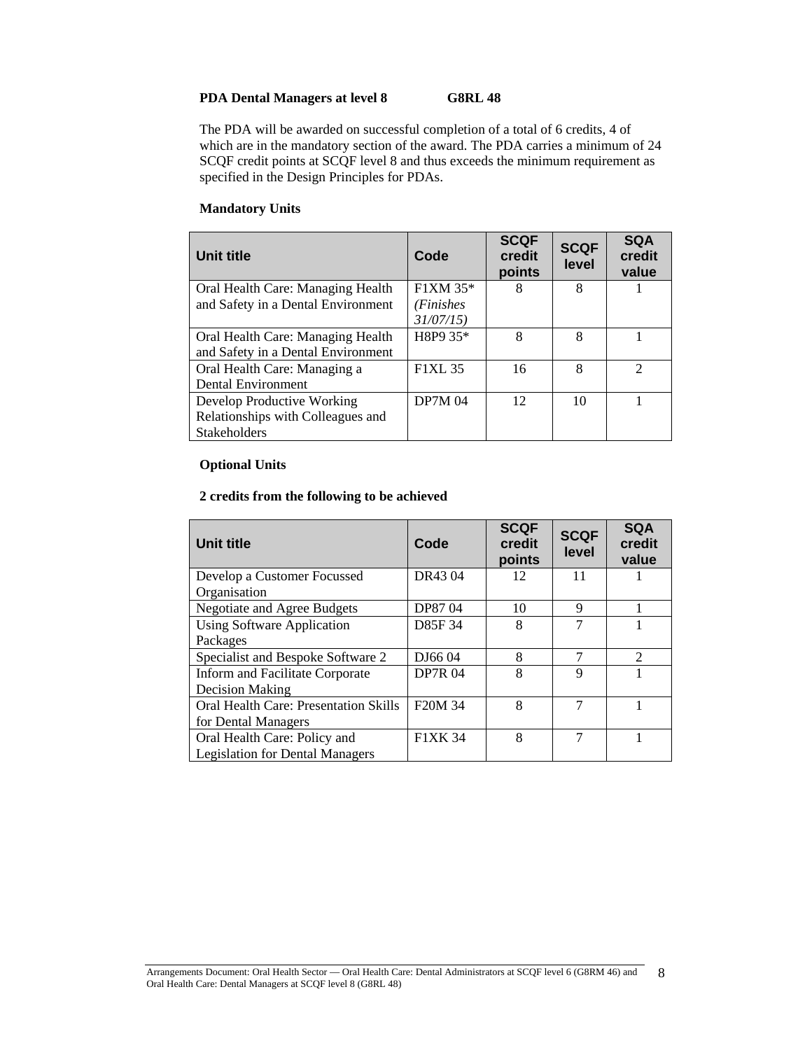**PDA Dental Managers at level 8 G8RL 48**

The PDA will be awarded on successful completion of a total of 6 credits, 4 of which are in the mandatory section of the award. The PDA carries a minimum of 24 SCQF credit points at SCQF level 8 and thus exceeds the minimum requirement as specified in the Design Principles for PDAs.

**Mandatory Units**

| Unit title | Code | SCQF credit points | SCQF level | SQA credit value |
|---|---|---|---|---|
| Oral Health Care: Managing Health and Safety in a Dental Environment | F1XM 35* *(Finishes 31/07/15)* | 8 | 8 | 1 |
| Oral Health Care: Managing Health and Safety in a Dental Environment | H8P9 35* | 8 | 8 | 1 |
| Oral Health Care: Managing a Dental Environment | F1XL 35 | 16 | 8 | 2 |
| Develop Productive Working Relationships with Colleagues and Stakeholders | DP7M 04 | 12 | 10 | 1 |

**Optional Units**

**2 credits from the following to be achieved**

| Unit title | Code | SCQF credit points | SCQF level | SQA credit value |
|---|---|---|---|---|
| Develop a Customer Focussed Organisation | DR43 04 | 12 | 11 | 1 |
| Negotiate and Agree Budgets | DP87 04 | 10 | 9 | 1 |
| Using Software Application Packages | D85F 34 | 8 | 7 | 1 |
| Specialist and Bespoke Software 2 | DJ66 04 | 8 | 7 | 2 |
| Inform and Facilitate Corporate Decision Making | DP7R 04 | 8 | 9 | 1 |
| Oral Health Care: Presentation Skills for Dental Managers | F20M 34 | 8 | 7 | 1 |
| Oral Health Care: Policy and Legislation for Dental Managers | F1XK 34 | 8 | 7 | 1 |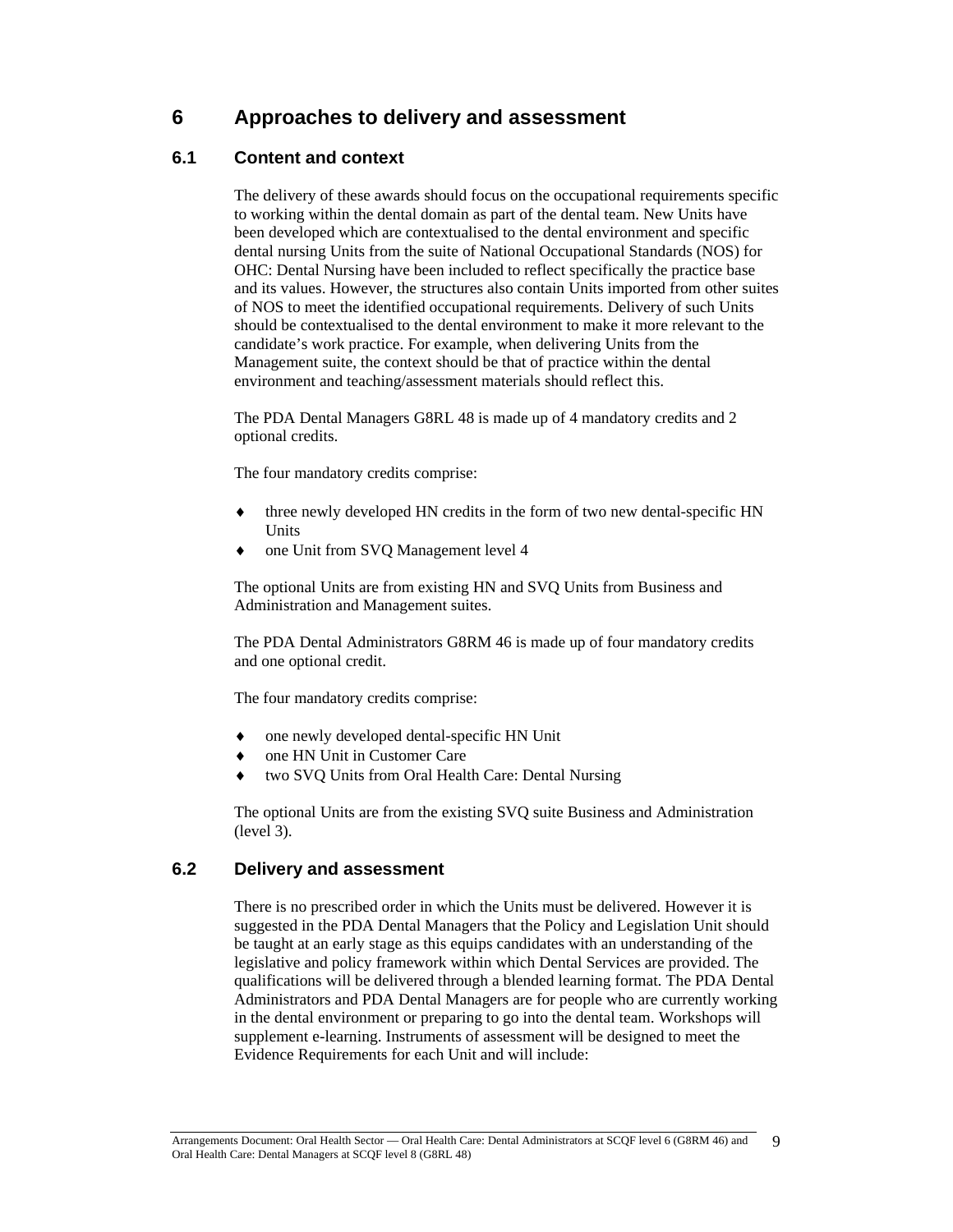# 6 Approaches to delivery and assessment

## 6.1 Content and context

The delivery of these awards should focus on the occupational requirements specific to working within the dental domain as part of the dental team. New Units have been developed which are contextualised to the dental environment and specific dental nursing Units from the suite of National Occupational Standards (NOS) for OHC: Dental Nursing have been included to reflect specifically the practice base and its values. However, the structures also contain Units imported from other suites of NOS to meet the identified occupational requirements. Delivery of such Units should be contextualised to the dental environment to make it more relevant to the candidate's work practice. For example, when delivering Units from the Management suite, the context should be that of practice within the dental environment and teaching/assessment materials should reflect this.

The PDA Dental Managers G8RL 48 is made up of 4 mandatory credits and 2 optional credits.

The four mandatory credits comprise:

- three newly developed HN credits in the form of two new dental-specific HN Units
- one Unit from SVQ Management level 4

The optional Units are from existing HN and SVQ Units from Business and Administration and Management suites.

The PDA Dental Administrators G8RM 46 is made up of four mandatory credits and one optional credit.

The four mandatory credits comprise:

- one newly developed dental-specific HN Unit
- one HN Unit in Customer Care
- two SVQ Units from Oral Health Care: Dental Nursing

The optional Units are from the existing SVQ suite Business and Administration (level 3).

## 6.2 Delivery and assessment

There is no prescribed order in which the Units must be delivered. However it is suggested in the PDA Dental Managers that the Policy and Legislation Unit should be taught at an early stage as this equips candidates with an understanding of the legislative and policy framework within which Dental Services are provided. The qualifications will be delivered through a blended learning format. The PDA Dental Administrators and PDA Dental Managers are for people who are currently working in the dental environment or preparing to go into the dental team. Workshops will supplement e-learning. Instruments of assessment will be designed to meet the Evidence Requirements for each Unit and will include: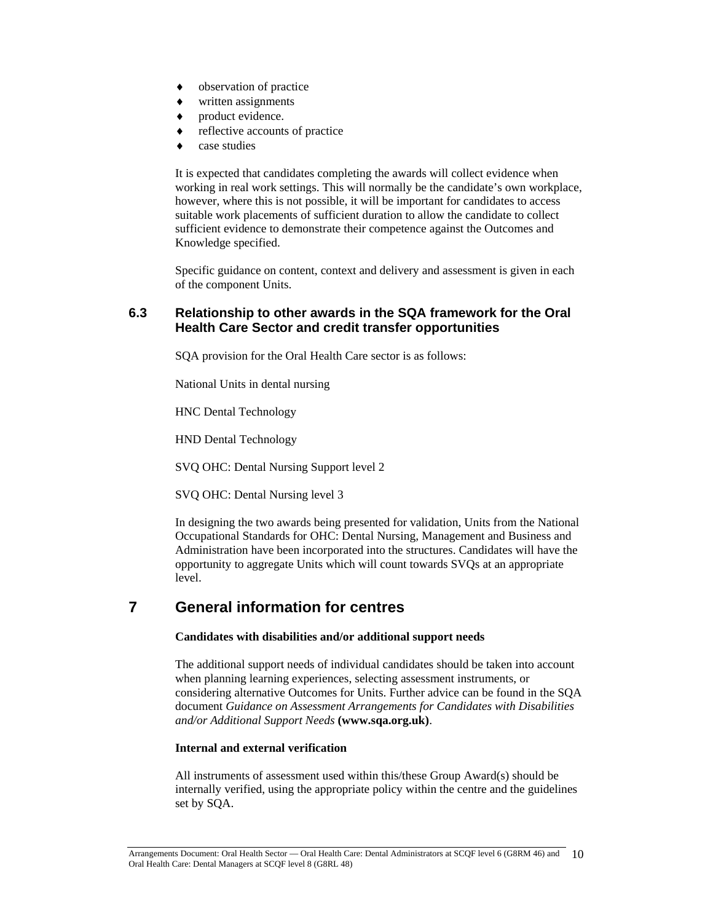- observation of practice
- written assignments
- product evidence.
- reflective accounts of practice
- case studies

It is expected that candidates completing the awards will collect evidence when working in real work settings. This will normally be the candidate's own workplace, however, where this is not possible, it will be important for candidates to access suitable work placements of sufficient duration to allow the candidate to collect sufficient evidence to demonstrate their competence against the Outcomes and Knowledge specified.

Specific guidance on content, context and delivery and assessment is given in each of the component Units.

### 6.3 Relationship to other awards in the SQA framework for the Oral Health Care Sector and credit transfer opportunities

SQA provision for the Oral Health Care sector is as follows:

National Units in dental nursing

HNC Dental Technology

HND Dental Technology

SVQ OHC: Dental Nursing Support level 2

SVQ OHC: Dental Nursing level 3

In designing the two awards being presented for validation, Units from the National Occupational Standards for OHC: Dental Nursing, Management and Business and Administration have been incorporated into the structures. Candidates will have the opportunity to aggregate Units which will count towards SVQs at an appropriate level.

## 7 General information for centres

**Candidates with disabilities and/or additional support needs**

The additional support needs of individual candidates should be taken into account when planning learning experiences, selecting assessment instruments, or considering alternative Outcomes for Units. Further advice can be found in the SQA document *Guidance on Assessment Arrangements for Candidates with Disabilities and/or Additional Support Needs* **(www.sqa.org.uk)**.

**Internal and external verification**

All instruments of assessment used within this/these Group Award(s) should be internally verified, using the appropriate policy within the centre and the guidelines set by SQA.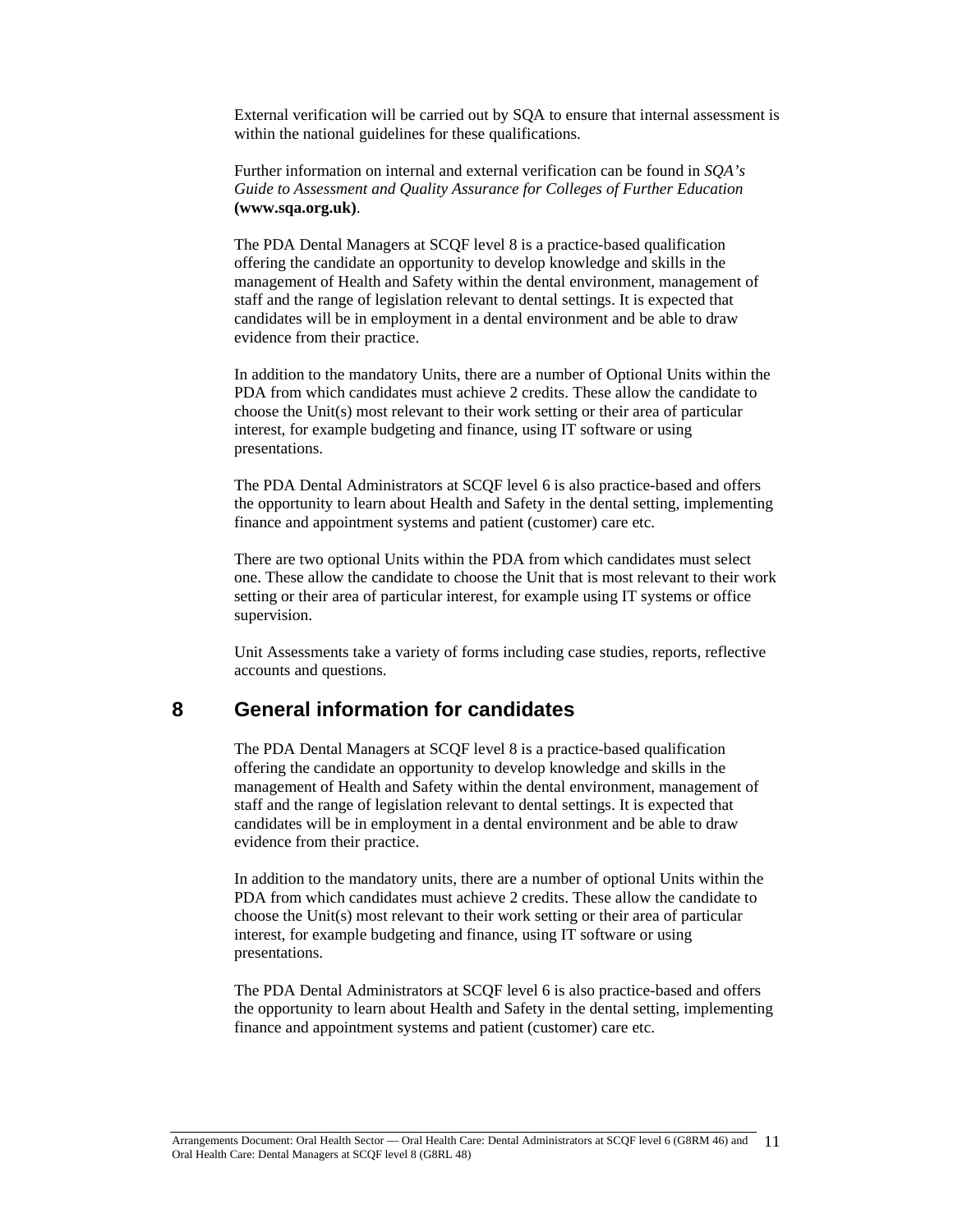External verification will be carried out by SQA to ensure that internal assessment is within the national guidelines for these qualifications.

Further information on internal and external verification can be found in *SQA's Guide to Assessment and Quality Assurance for Colleges of Further Education* **(www.sqa.org.uk)**.

The PDA Dental Managers at SCQF level 8 is a practice-based qualification offering the candidate an opportunity to develop knowledge and skills in the management of Health and Safety within the dental environment, management of staff and the range of legislation relevant to dental settings. It is expected that candidates will be in employment in a dental environment and be able to draw evidence from their practice.

In addition to the mandatory Units, there are a number of Optional Units within the PDA from which candidates must achieve 2 credits. These allow the candidate to choose the Unit(s) most relevant to their work setting or their area of particular interest, for example budgeting and finance, using IT software or using presentations.

The PDA Dental Administrators at SCQF level 6 is also practice-based and offers the opportunity to learn about Health and Safety in the dental setting, implementing finance and appointment systems and patient (customer) care etc.

There are two optional Units within the PDA from which candidates must select one. These allow the candidate to choose the Unit that is most relevant to their work setting or their area of particular interest, for example using IT systems or office supervision.

Unit Assessments take a variety of forms including case studies, reports, reflective accounts and questions.

## 8 General information for candidates

The PDA Dental Managers at SCQF level 8 is a practice-based qualification offering the candidate an opportunity to develop knowledge and skills in the management of Health and Safety within the dental environment, management of staff and the range of legislation relevant to dental settings. It is expected that candidates will be in employment in a dental environment and be able to draw evidence from their practice.

In addition to the mandatory units, there are a number of optional Units within the PDA from which candidates must achieve 2 credits. These allow the candidate to choose the Unit(s) most relevant to their work setting or their area of particular interest, for example budgeting and finance, using IT software or using presentations.

The PDA Dental Administrators at SCQF level 6 is also practice-based and offers the opportunity to learn about Health and Safety in the dental setting, implementing finance and appointment systems and patient (customer) care etc.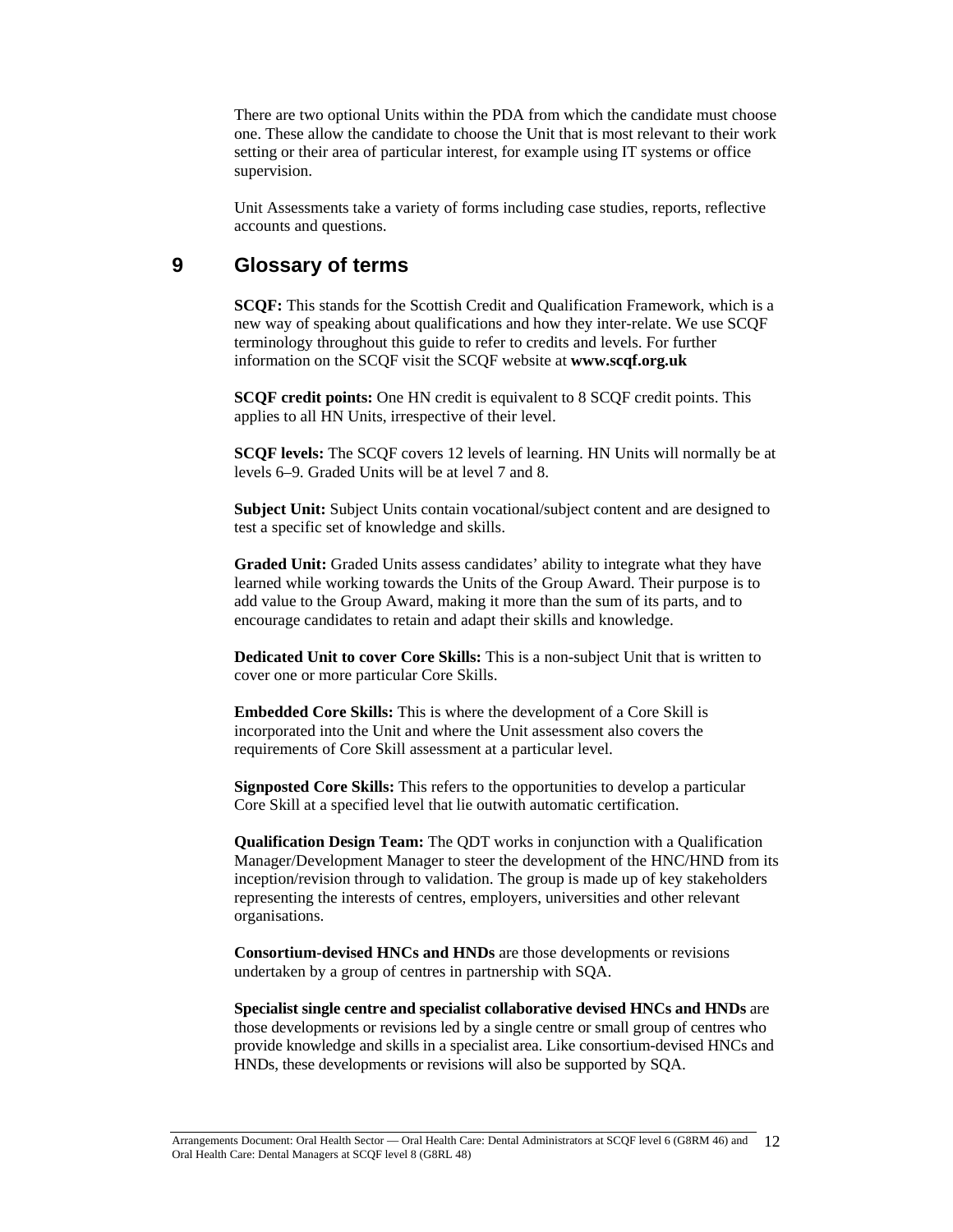There are two optional Units within the PDA from which the candidate must choose one. These allow the candidate to choose the Unit that is most relevant to their work setting or their area of particular interest, for example using IT systems or office supervision.

Unit Assessments take a variety of forms including case studies, reports, reflective accounts and questions.

## 9 Glossary of terms

**SCQF:** This stands for the Scottish Credit and Qualification Framework, which is a new way of speaking about qualifications and how they inter-relate. We use SCQF terminology throughout this guide to refer to credits and levels. For further information on the SCQF visit the SCQF website at **www.scqf.org.uk**

**SCQF credit points:** One HN credit is equivalent to 8 SCQF credit points. This applies to all HN Units, irrespective of their level.

**SCQF levels:** The SCQF covers 12 levels of learning. HN Units will normally be at levels 6–9. Graded Units will be at level 7 and 8.

**Subject Unit:** Subject Units contain vocational/subject content and are designed to test a specific set of knowledge and skills.

**Graded Unit:** Graded Units assess candidates' ability to integrate what they have learned while working towards the Units of the Group Award. Their purpose is to add value to the Group Award, making it more than the sum of its parts, and to encourage candidates to retain and adapt their skills and knowledge.

**Dedicated Unit to cover Core Skills:** This is a non-subject Unit that is written to cover one or more particular Core Skills.

**Embedded Core Skills:** This is where the development of a Core Skill is incorporated into the Unit and where the Unit assessment also covers the requirements of Core Skill assessment at a particular level.

**Signposted Core Skills:** This refers to the opportunities to develop a particular Core Skill at a specified level that lie outwith automatic certification.

**Qualification Design Team:** The QDT works in conjunction with a Qualification Manager/Development Manager to steer the development of the HNC/HND from its inception/revision through to validation. The group is made up of key stakeholders representing the interests of centres, employers, universities and other relevant organisations.

**Consortium-devised HNCs and HNDs** are those developments or revisions undertaken by a group of centres in partnership with SQA.

**Specialist single centre and specialist collaborative devised HNCs and HNDs** are those developments or revisions led by a single centre or small group of centres who provide knowledge and skills in a specialist area. Like consortium-devised HNCs and HNDs, these developments or revisions will also be supported by SQA.